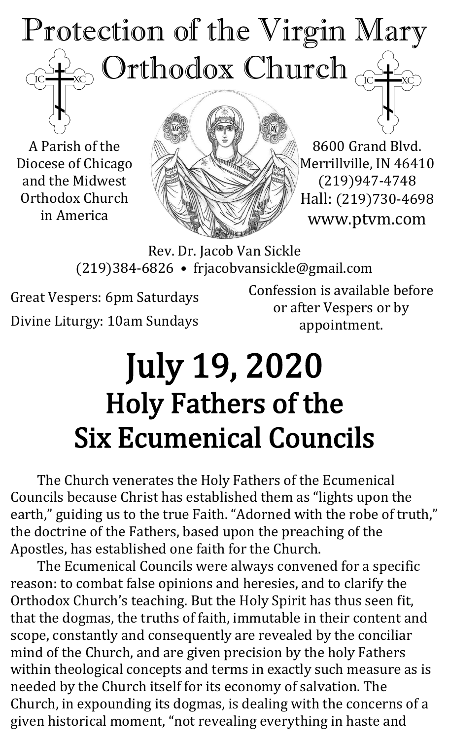# Protection of the Virgin Mary Orthodox Church

A Parish of the Diocese of Chicago and the Midwest Orthodox Church in America

8600 Grand Blvd.
Merrillville, IN 46410
(219)947-4748
Hall: (219)730-4698
www.ptvm.com

Rev. Dr. Jacob Van Sickle
(219)384-6826 • frjacobvansickle@gmail.com

Great Vespers: 6pm Saturdays

Divine Liturgy: 10am Sundays

Confession is available before or after Vespers or by appointment.

# July 19, 2020
# Holy Fathers of the Six Ecumenical Councils

The Church venerates the Holy Fathers of the Ecumenical Councils because Christ has established them as "lights upon the earth," guiding us to the true Faith. "Adorned with the robe of truth," the doctrine of the Fathers, based upon the preaching of the Apostles, has established one faith for the Church.

The Ecumenical Councils were always convened for a specific reason: to combat false opinions and heresies, and to clarify the Orthodox Church's teaching. But the Holy Spirit has thus seen fit, that the dogmas, the truths of faith, immutable in their content and scope, constantly and consequently are revealed by the conciliar mind of the Church, and are given precision by the holy Fathers within theological concepts and terms in exactly such measure as is needed by the Church itself for its economy of salvation. The Church, in expounding its dogmas, is dealing with the concerns of a given historical moment, "not revealing everything in haste and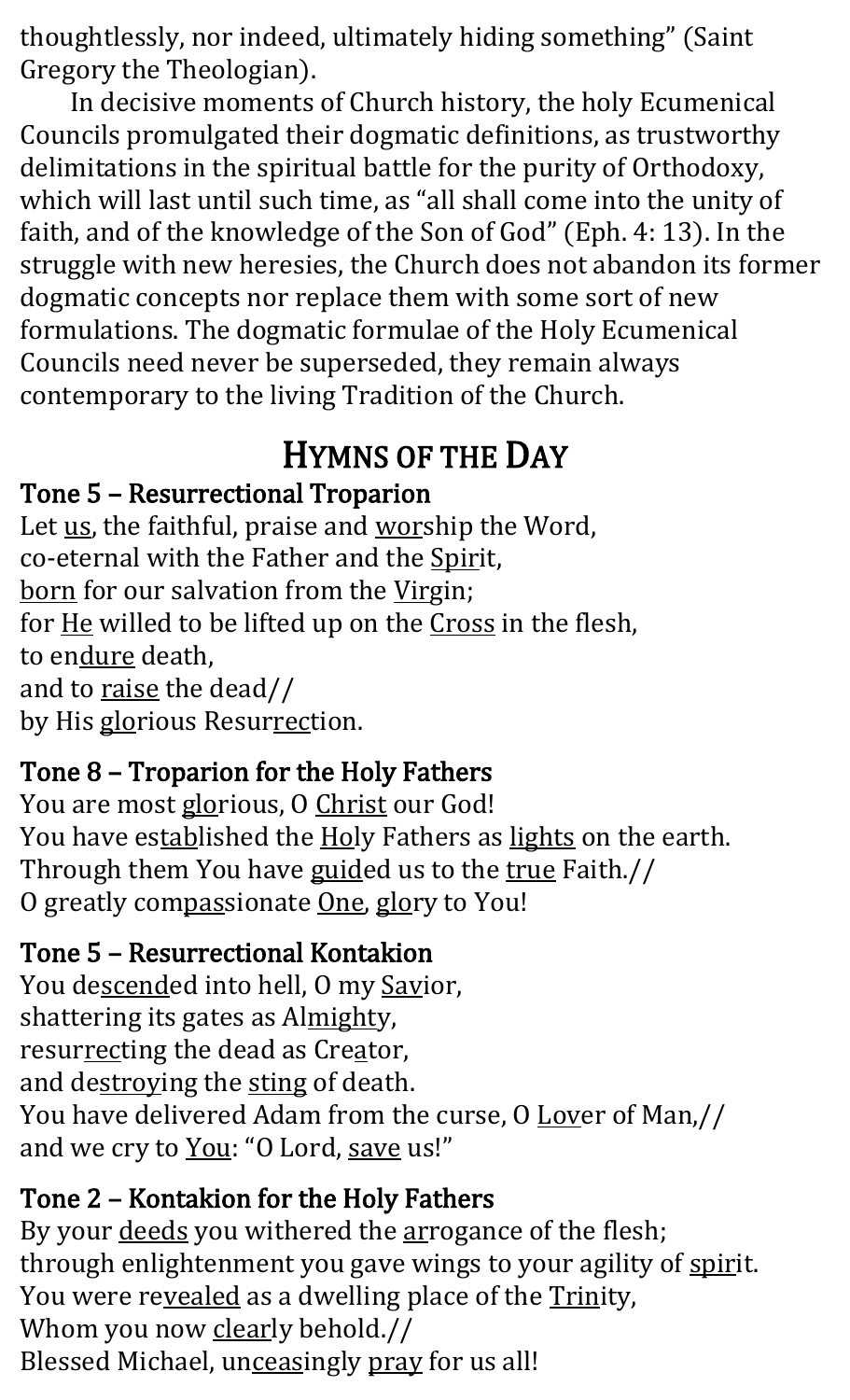thoughtlessly, nor indeed, ultimately hiding something" (Saint Gregory the Theologian).

In decisive moments of Church history, the holy Ecumenical Councils promulgated their dogmatic definitions, as trustworthy delimitations in the spiritual battle for the purity of Orthodoxy, which will last until such time, as "all shall come into the unity of faith, and of the knowledge of the Son of God" (Eph. 4: 13). In the struggle with new heresies, the Church does not abandon its former dogmatic concepts nor replace them with some sort of new formulations. The dogmatic formulae of the Holy Ecumenical Councils need never be superseded, they remain always contemporary to the living Tradition of the Church.

## Hymns of the Day

### Tone 5 – Resurrectional Troparion

Let us, the faithful, praise and worship the Word,
co-eternal with the Father and the Spirit,
born for our salvation from the Virgin;
for He willed to be lifted up on the Cross in the flesh,
to endure death,
and to raise the dead//
by His glorious Resurrection.

### Tone 8 – Troparion for the Holy Fathers

You are most glorious, O Christ our God!
You have established the Holy Fathers as lights on the earth.
Through them You have guided us to the true Faith.//
O greatly compassionate One, glory to You!

### Tone 5 – Resurrectional Kontakion

You descended into hell, O my Savior,
shattering its gates as Almighty,
resurrecting the dead as Creator,
and destroying the sting of death.
You have delivered Adam from the curse, O Lover of Man,//
and we cry to You: "O Lord, save us!"

### Tone 2 – Kontakion for the Holy Fathers

By your deeds you withered the arrogance of the flesh;
through enlightenment you gave wings to your agility of spirit.
You were revealed as a dwelling place of the Trinity,
Whom you now clearly behold.//
Blessed Michael, unceasingly pray for us all!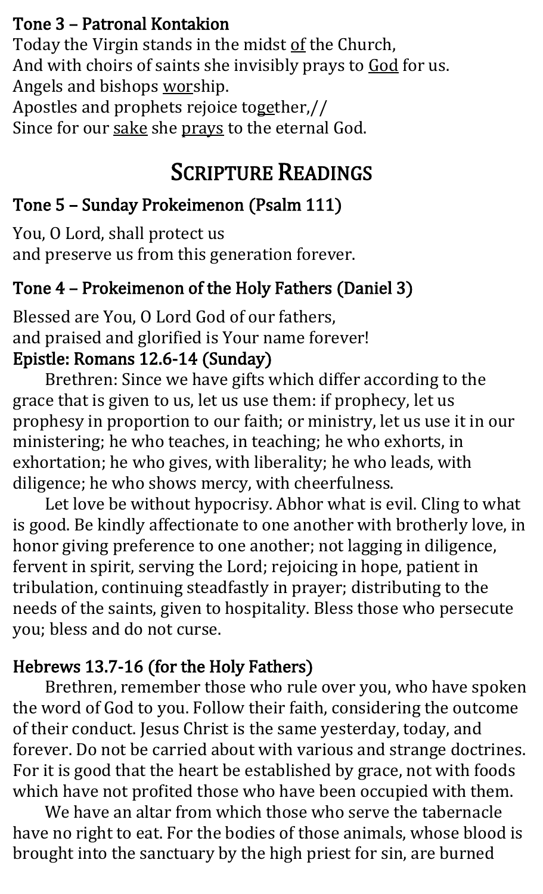**Tone 3 – Patronal Kontakion**

Today the Virgin stands in the midst <u>of</u> the Church,
And with choirs of saints she invisibly prays to <u>God</u> for us.
Angels and bishops <u>wor</u>ship.
Apostles and prophets rejoice to<u>ge</u>ther,//
Since for our <u>sake</u> she <u>prays</u> to the eternal God.

# Scripture Readings

### Tone 5 – Sunday Prokeimenon (Psalm 111)

You, O Lord, shall protect us
and preserve us from this generation forever.

### Tone 4 – Prokeimenon of the Holy Fathers (Daniel 3)

Blessed are You, O Lord God of our fathers,
and praised and glorified is Your name forever!

**Epistle: Romans 12.6-14 (Sunday)**

Brethren: Since we have gifts which differ according to the grace that is given to us, let us use them: if prophecy, let us prophesy in proportion to our faith; or ministry, let us use it in our ministering; he who teaches, in teaching; he who exhorts, in exhortation; he who gives, with liberality; he who leads, with diligence; he who shows mercy, with cheerfulness.

Let love be without hypocrisy. Abhor what is evil. Cling to what is good. Be kindly affectionate to one another with brotherly love, in honor giving preference to one another; not lagging in diligence, fervent in spirit, serving the Lord; rejoicing in hope, patient in tribulation, continuing steadfastly in prayer; distributing to the needs of the saints, given to hospitality. Bless those who persecute you; bless and do not curse.

### Hebrews 13.7-16 (for the Holy Fathers)

Brethren, remember those who rule over you, who have spoken the word of God to you. Follow their faith, considering the outcome of their conduct. Jesus Christ is the same yesterday, today, and forever. Do not be carried about with various and strange doctrines. For it is good that the heart be established by grace, not with foods which have not profited those who have been occupied with them.

We have an altar from which those who serve the tabernacle have no right to eat. For the bodies of those animals, whose blood is brought into the sanctuary by the high priest for sin, are burned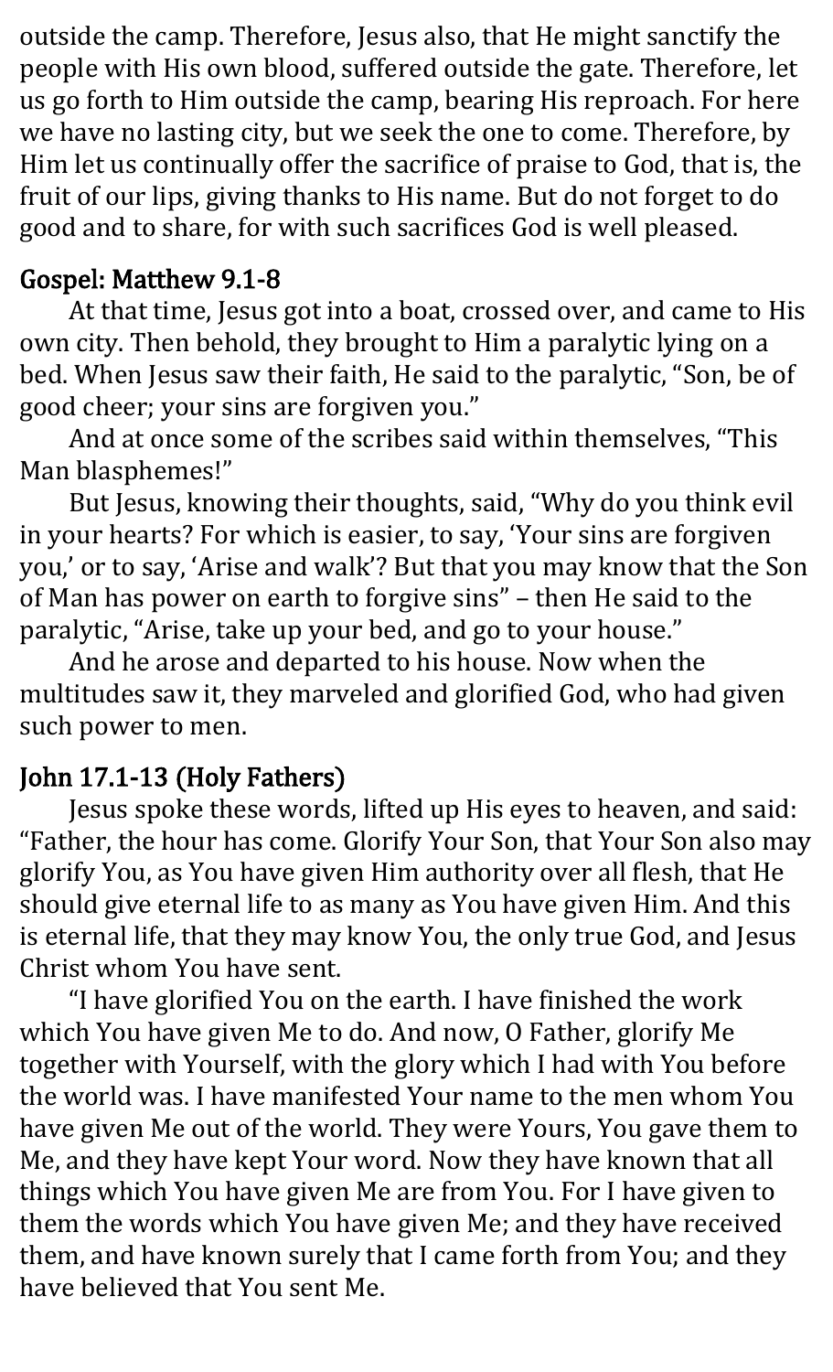outside the camp. Therefore, Jesus also, that He might sanctify the people with His own blood, suffered outside the gate. Therefore, let us go forth to Him outside the camp, bearing His reproach. For here we have no lasting city, but we seek the one to come. Therefore, by Him let us continually offer the sacrifice of praise to God, that is, the fruit of our lips, giving thanks to His name. But do not forget to do good and to share, for with such sacrifices God is well pleased.

## Gospel: Matthew 9.1-8

At that time, Jesus got into a boat, crossed over, and came to His own city. Then behold, they brought to Him a paralytic lying on a bed. When Jesus saw their faith, He said to the paralytic, "Son, be of good cheer; your sins are forgiven you."

And at once some of the scribes said within themselves, "This Man blasphemes!"

But Jesus, knowing their thoughts, said, "Why do you think evil in your hearts? For which is easier, to say, 'Your sins are forgiven you,' or to say, 'Arise and walk'? But that you may know that the Son of Man has power on earth to forgive sins" – then He said to the paralytic, "Arise, take up your bed, and go to your house."

And he arose and departed to his house. Now when the multitudes saw it, they marveled and glorified God, who had given such power to men.

## John 17.1-13 (Holy Fathers)

Jesus spoke these words, lifted up His eyes to heaven, and said: "Father, the hour has come. Glorify Your Son, that Your Son also may glorify You, as You have given Him authority over all flesh, that He should give eternal life to as many as You have given Him. And this is eternal life, that they may know You, the only true God, and Jesus Christ whom You have sent.

"I have glorified You on the earth. I have finished the work which You have given Me to do. And now, O Father, glorify Me together with Yourself, with the glory which I had with You before the world was. I have manifested Your name to the men whom You have given Me out of the world. They were Yours, You gave them to Me, and they have kept Your word. Now they have known that all things which You have given Me are from You. For I have given to them the words which You have given Me; and they have received them, and have known surely that I came forth from You; and they have believed that You sent Me.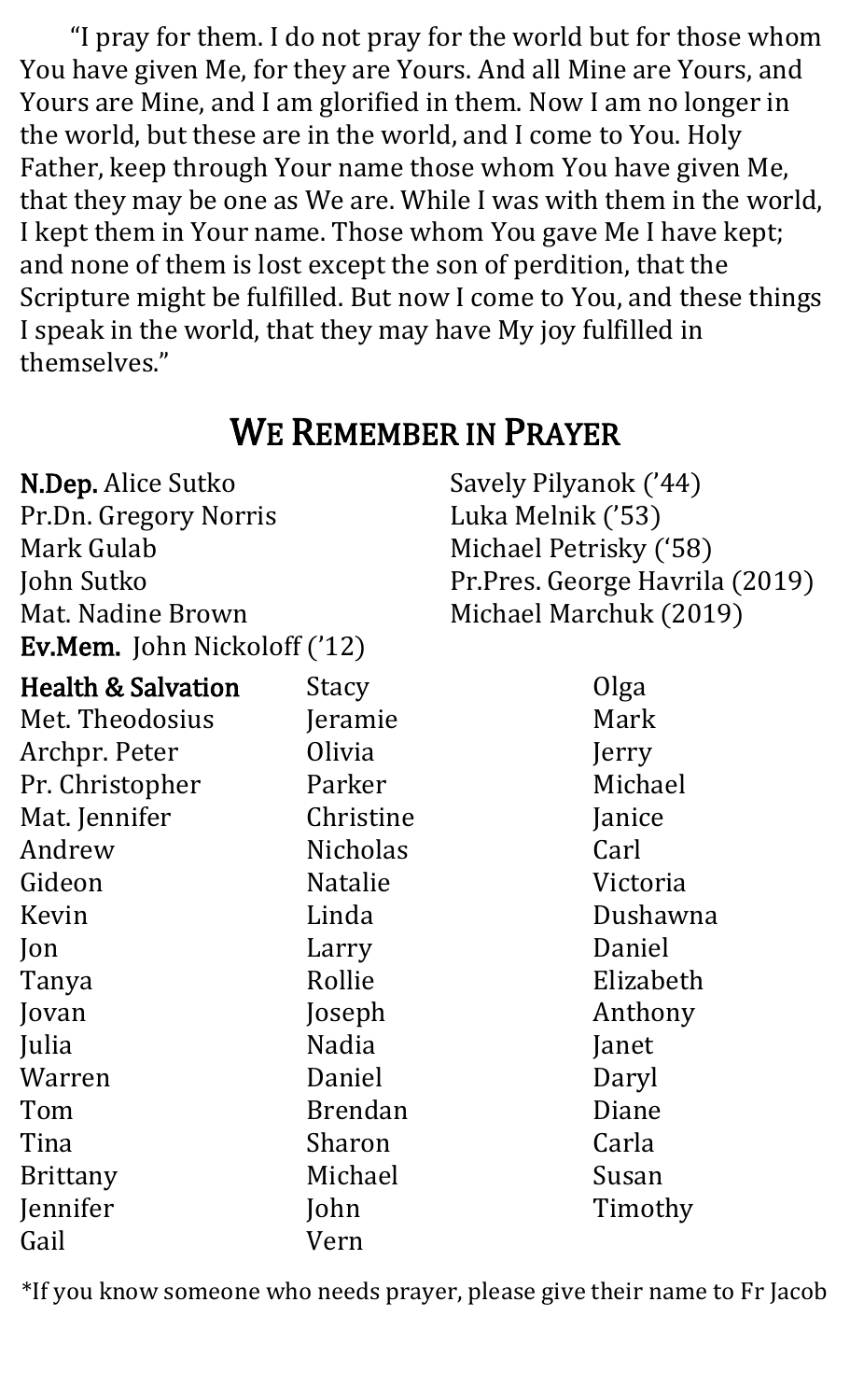"I pray for them. I do not pray for the world but for those whom You have given Me, for they are Yours. And all Mine are Yours, and Yours are Mine, and I am glorified in them. Now I am no longer in the world, but these are in the world, and I come to You. Holy Father, keep through Your name those whom You have given Me, that they may be one as We are. While I was with them in the world, I kept them in Your name. Those whom You gave Me I have kept; and none of them is lost except the son of perdition, that the Scripture might be fulfilled. But now I come to You, and these things I speak in the world, that they may have My joy fulfilled in themselves."

## WE REMEMBER IN PRAYER

**N.Dep.** Alice Sutko
Pr.Dn. Gregory Norris
Mark Gulab
John Sutko
Mat. Nadine Brown
**Ev.Mem.** John Nickoloff ('12)
Savely Pilyanok ('44)
Luka Melnik ('53)
Michael Petrisky ('58)
Pr.Pres. George Havrila (2019)
Michael Marchuk (2019)

**Health & Salvation**
Met. Theodosius
Archpr. Peter
Pr. Christopher
Mat. Jennifer
Andrew
Gideon
Kevin
Jon
Tanya
Jovan
Julia
Warren
Tom
Tina
Brittany
Jennifer
Gail
Stacy
Jeramie
Olivia
Parker
Christine
Nicholas
Natalie
Linda
Larry
Rollie
Joseph
Nadia
Daniel
Brendan
Sharon
Michael
John
Vern
Olga
Mark
Jerry
Michael
Janice
Carl
Victoria
Dushawna
Daniel
Elizabeth
Anthony
Janet
Daryl
Diane
Carla
Susan
Timothy

*If you know someone who needs prayer, please give their name to Fr Jacob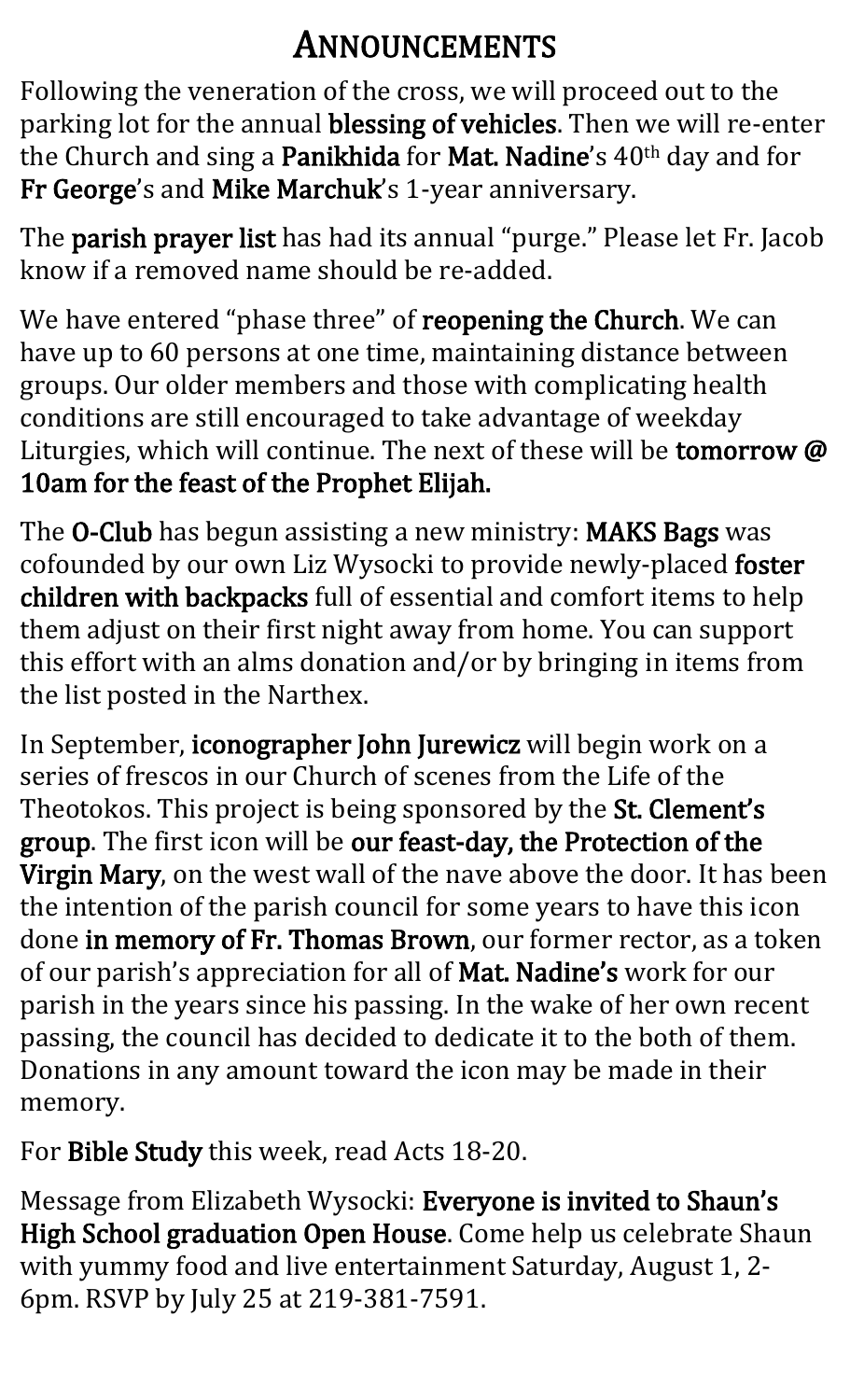# ANNOUNCEMENTS

Following the veneration of the cross, we will proceed out to the parking lot for the annual **blessing of vehicles**. Then we will re-enter the Church and sing a **Panikhida** for **Mat. Nadine**'s 40th day and for **Fr George**'s and **Mike Marchuk**'s 1-year anniversary.

The **parish prayer list** has had its annual "purge." Please let Fr. Jacob know if a removed name should be re-added.

We have entered "phase three" of **reopening the Church**. We can have up to 60 persons at one time, maintaining distance between groups. Our older members and those with complicating health conditions are still encouraged to take advantage of weekday Liturgies, which will continue. The next of these will be **tomorrow @ 10am for the feast of the Prophet Elijah.**

The **O-Club** has begun assisting a new ministry: **MAKS Bags** was cofounded by our own Liz Wysocki to provide newly-placed **foster children with backpacks** full of essential and comfort items to help them adjust on their first night away from home. You can support this effort with an alms donation and/or by bringing in items from the list posted in the Narthex.

In September, **iconographer John Jurewicz** will begin work on a series of frescos in our Church of scenes from the Life of the Theotokos. This project is being sponsored by the **St. Clement's group**. The first icon will be **our feast-day, the Protection of the Virgin Mary**, on the west wall of the nave above the door. It has been the intention of the parish council for some years to have this icon done **in memory of Fr. Thomas Brown**, our former rector, as a token of our parish's appreciation for all of **Mat. Nadine's** work for our parish in the years since his passing. In the wake of her own recent passing, the council has decided to dedicate it to the both of them. Donations in any amount toward the icon may be made in their memory.

For **Bible Study** this week, read Acts 18-20.

Message from Elizabeth Wysocki: **Everyone is invited to Shaun's High School graduation Open House**. Come help us celebrate Shaun with yummy food and live entertainment Saturday, August 1, 2-6pm. RSVP by July 25 at 219-381-7591.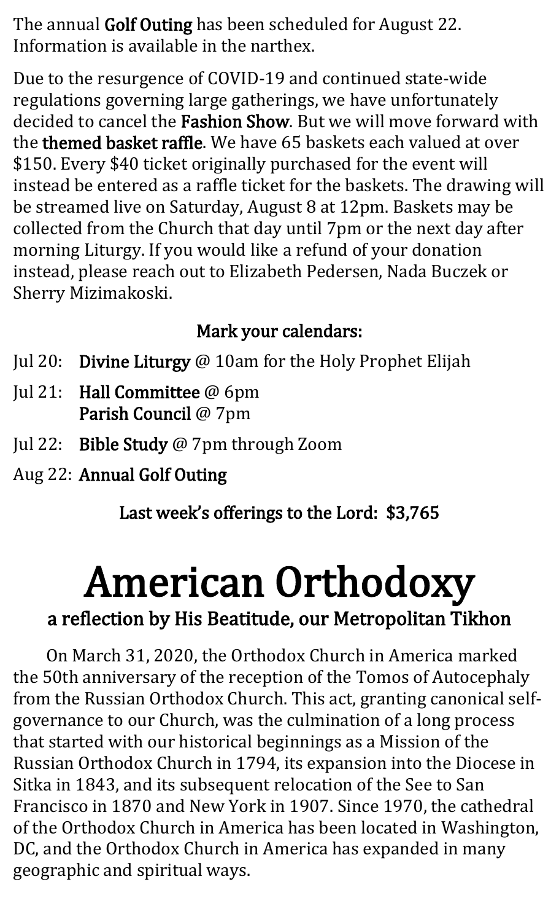The annual **Golf Outing** has been scheduled for August 22. Information is available in the narthex.

Due to the resurgence of COVID-19 and continued state-wide regulations governing large gatherings, we have unfortunately decided to cancel the **Fashion Show**. But we will move forward with the **themed basket raffle**. We have 65 baskets each valued at over $150. Every $40 ticket originally purchased for the event will instead be entered as a raffle ticket for the baskets. The drawing will be streamed live on Saturday, August 8 at 12pm. Baskets may be collected from the Church that day until 7pm or the next day after morning Liturgy. If you would like a refund of your donation instead, please reach out to Elizabeth Pedersen, Nada Buczek or Sherry Mizimakoski.

**Mark your calendars:**

- Jul 20: **Divine Liturgy** @ 10am for the Holy Prophet Elijah
- Jul 21: **Hall Committee** @ 6pm
  **Parish Council** @ 7pm
- Jul 22: **Bible Study** @ 7pm through Zoom
- Aug 22: **Annual Golf Outing**

**Last week's offerings to the Lord: $3,765**

# American Orthodoxy

## a reflection by His Beatitude, our Metropolitan Tikhon

On March 31, 2020, the Orthodox Church in America marked the 50th anniversary of the reception of the Tomos of Autocephaly from the Russian Orthodox Church. This act, granting canonical self-governance to our Church, was the culmination of a long process that started with our historical beginnings as a Mission of the Russian Orthodox Church in 1794, its expansion into the Diocese in Sitka in 1843, and its subsequent relocation of the See to San Francisco in 1870 and New York in 1907. Since 1970, the cathedral of the Orthodox Church in America has been located in Washington, DC, and the Orthodox Church in America has expanded in many geographic and spiritual ways.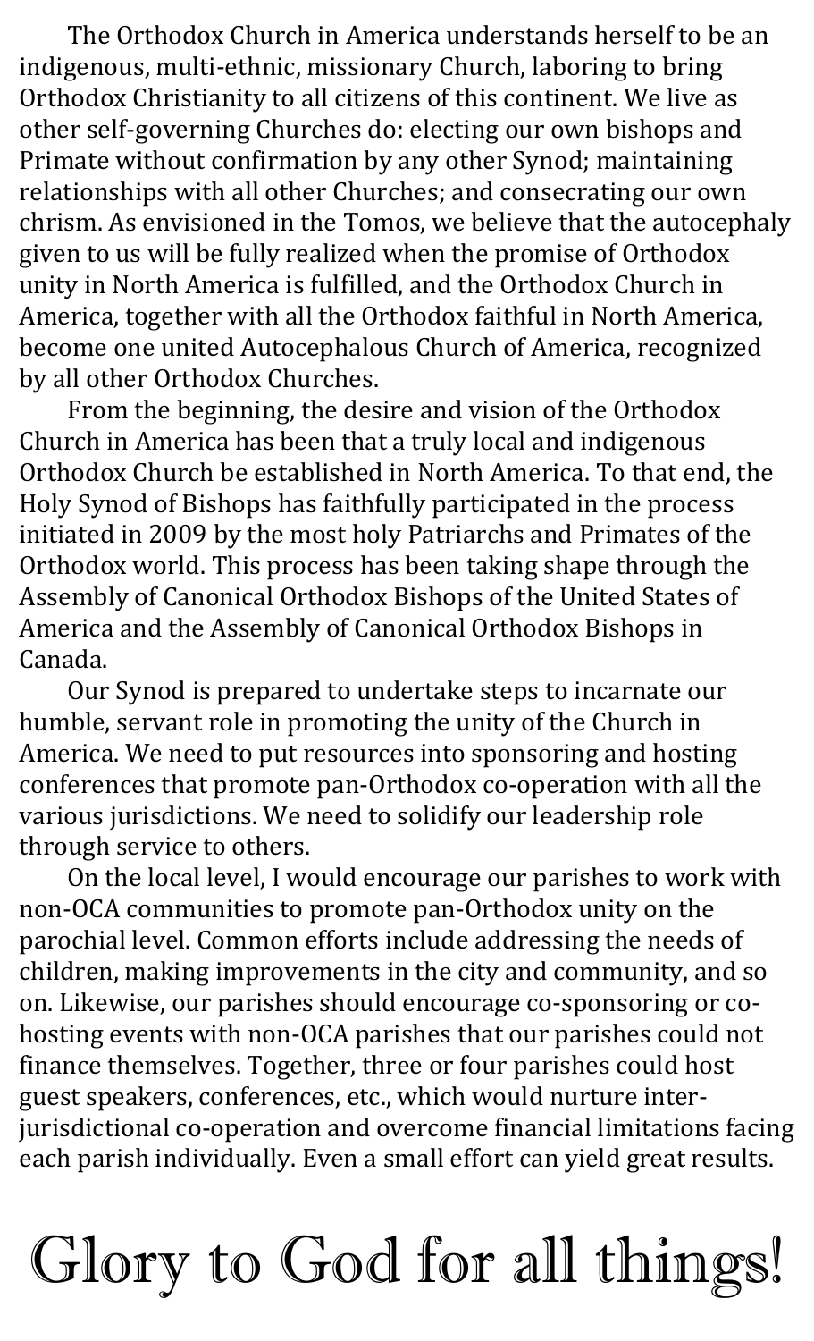The Orthodox Church in America understands herself to be an indigenous, multi-ethnic, missionary Church, laboring to bring Orthodox Christianity to all citizens of this continent. We live as other self-governing Churches do: electing our own bishops and Primate without confirmation by any other Synod; maintaining relationships with all other Churches; and consecrating our own chrism. As envisioned in the Tomos, we believe that the autocephaly given to us will be fully realized when the promise of Orthodox unity in North America is fulfilled, and the Orthodox Church in America, together with all the Orthodox faithful in North America, become one united Autocephalous Church of America, recognized by all other Orthodox Churches.

From the beginning, the desire and vision of the Orthodox Church in America has been that a truly local and indigenous Orthodox Church be established in North America. To that end, the Holy Synod of Bishops has faithfully participated in the process initiated in 2009 by the most holy Patriarchs and Primates of the Orthodox world. This process has been taking shape through the Assembly of Canonical Orthodox Bishops of the United States of America and the Assembly of Canonical Orthodox Bishops in Canada.

Our Synod is prepared to undertake steps to incarnate our humble, servant role in promoting the unity of the Church in America. We need to put resources into sponsoring and hosting conferences that promote pan-Orthodox co-operation with all the various jurisdictions. We need to solidify our leadership role through service to others.

On the local level, I would encourage our parishes to work with non-OCA communities to promote pan-Orthodox unity on the parochial level. Common efforts include addressing the needs of children, making improvements in the city and community, and so on. Likewise, our parishes should encourage co-sponsoring or co-hosting events with non-OCA parishes that our parishes could not finance themselves. Together, three or four parishes could host guest speakers, conferences, etc., which would nurture inter-jurisdictional co-operation and overcome financial limitations facing each parish individually. Even a small effort can yield great results.

# Glory to God for all things!